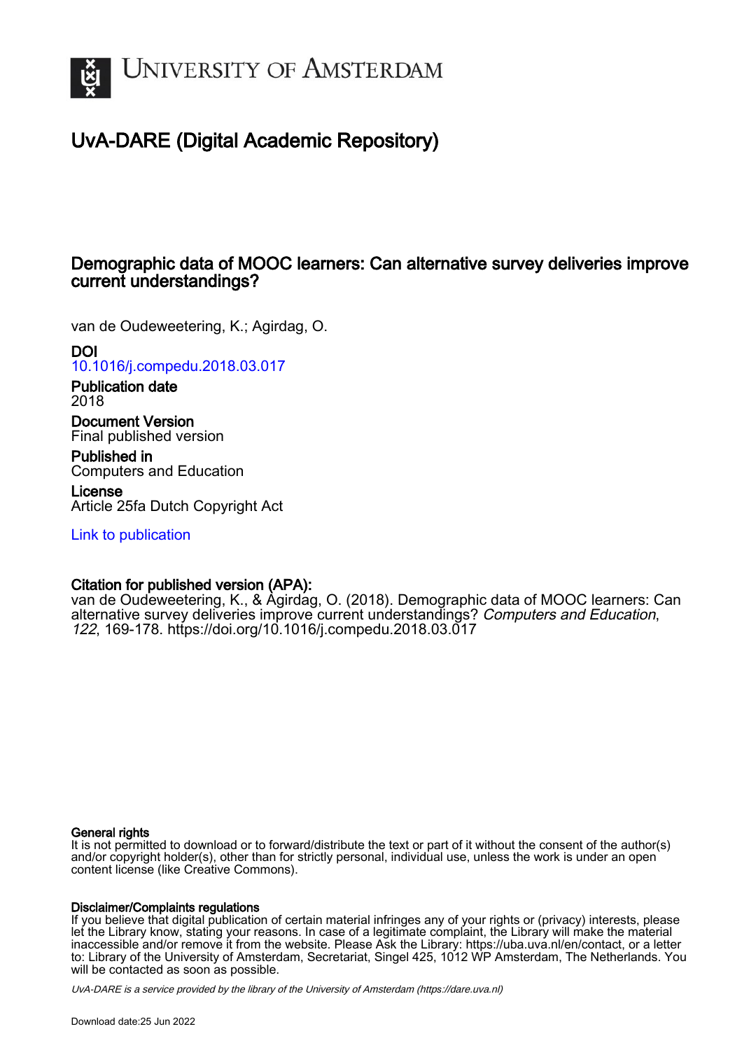# UvA-DARE (Digital Academic Repository)

## Demographic data of MOOC learners: Can alternative survey deliveries improve current understandings?

van de Oudeweetering, K.; Agirdag, O.

**DOI**
10.1016/j.compedu.2018.03.017

**Publication date**
2018

**Document Version**
Final published version

**Published in**
Computers and Education

**License**
Article 25fa Dutch Copyright Act

Link to publication

**Citation for published version (APA):**
van de Oudeweetering, K., & Agirdag, O. (2018). Demographic data of MOOC learners: Can alternative survey deliveries improve current understandings? *Computers and Education*, *122*, 169-178. https://doi.org/10.1016/j.compedu.2018.03.017

**General rights**
It is not permitted to download or to forward/distribute the text or part of it without the consent of the author(s) and/or copyright holder(s), other than for strictly personal, individual use, unless the work is under an open content license (like Creative Commons).

**Disclaimer/Complaints regulations**
If you believe that digital publication of certain material infringes any of your rights or (privacy) interests, please let the Library know, stating your reasons. In case of a legitimate complaint, the Library will make the material inaccessible and/or remove it from the website. Please Ask the Library: https://uba.uva.nl/en/contact, or a letter to: Library of the University of Amsterdam, Secretariat, Singel 425, 1012 WP Amsterdam, The Netherlands. You will be contacted as soon as possible.

*UvA-DARE is a service provided by the library of the University of Amsterdam (https://dare.uva.nl)*

Download date:25 Jun 2022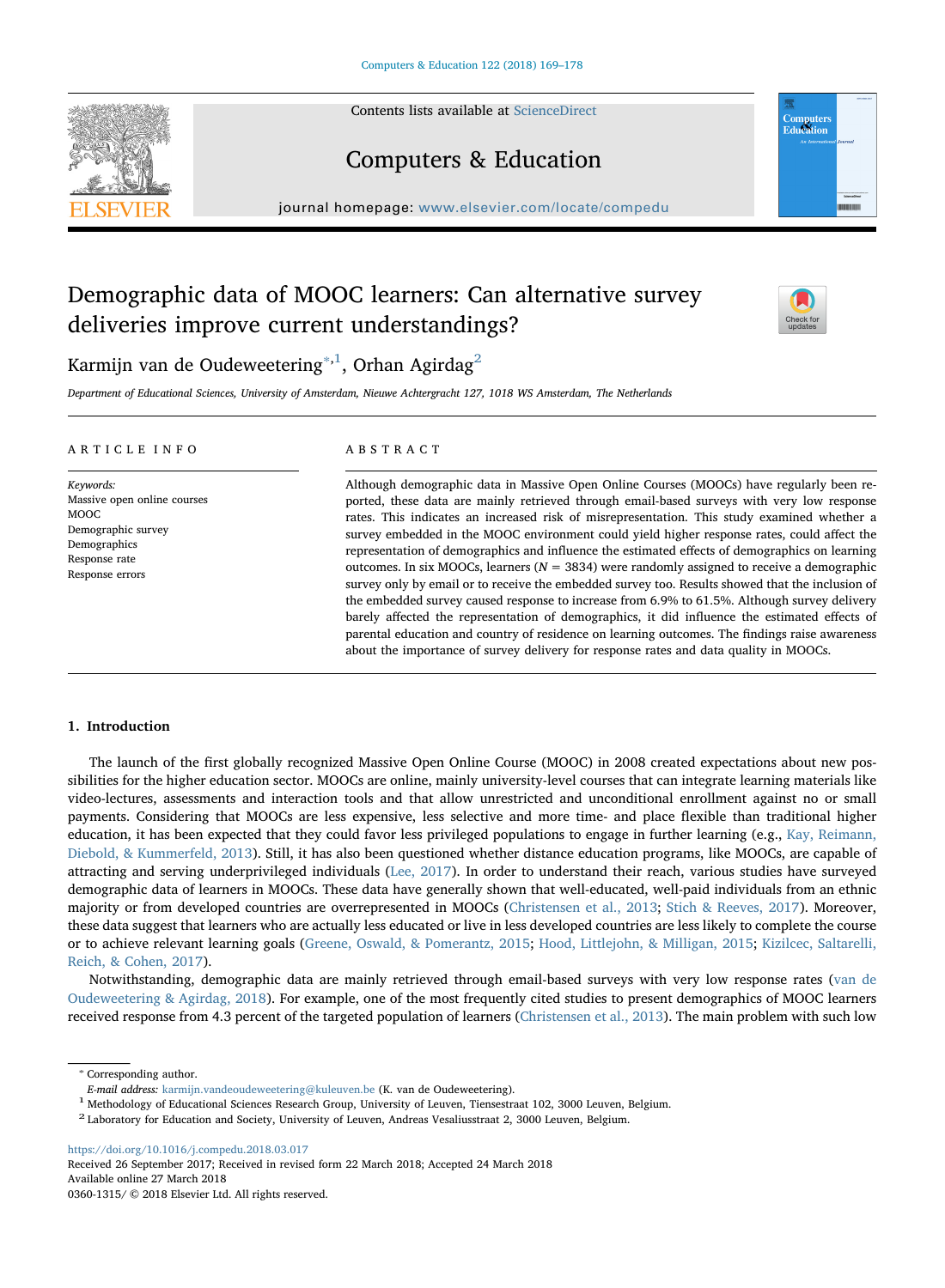# Demographic data of MOOC learners: Can alternative survey deliveries improve current understandings?

Karmijn van de Oudeweetering[*,1], Orhan Agirdag[2]

*Department of Educational Sciences, University of Amsterdam, Nieuwe Achtergracht 127, 1018 WS Amsterdam, The Netherlands*

## ARTICLE INFO

*Keywords:*
Massive open online courses
MOOC
Demographic survey
Demographics
Response rate
Response errors

## ABSTRACT

Although demographic data in Massive Open Online Courses (MOOCs) have regularly been reported, these data are mainly retrieved through email-based surveys with very low response rates. This indicates an increased risk of misrepresentation. This study examined whether a survey embedded in the MOOC environment could yield higher response rates, could affect the representation of demographics and influence the estimated effects of demographics on learning outcomes. In six MOOCs, learners ($N = 3834$) were randomly assigned to receive a demographic survey only by email or to receive the embedded survey too. Results showed that the inclusion of the embedded survey caused response to increase from 6.9% to 61.5%. Although survey delivery barely affected the representation of demographics, it did influence the estimated effects of parental education and country of residence on learning outcomes. The findings raise awareness about the importance of survey delivery for response rates and data quality in MOOCs.

## 1. Introduction

The launch of the first globally recognized Massive Open Online Course (MOOC) in 2008 created expectations about new possibilities for the higher education sector. MOOCs are online, mainly university-level courses that can integrate learning materials like video-lectures, assessments and interaction tools and that allow unrestricted and unconditional enrollment against no or small payments. Considering that MOOCs are less expensive, less selective and more time- and place flexible than traditional higher education, it has been expected that they could favor less privileged populations to engage in further learning (e.g., Kay, Reimann, Diebold, & Kummerfeld, 2013). Still, it has also been questioned whether distance education programs, like MOOCs, are capable of attracting and serving underprivileged individuals (Lee, 2017). In order to understand their reach, various studies have surveyed demographic data of learners in MOOCs. These data have generally shown that well-educated, well-paid individuals from an ethnic majority or from developed countries are overrepresented in MOOCs (Christensen et al., 2013; Stich & Reeves, 2017). Moreover, these data suggest that learners who are actually less educated or live in less developed countries are less likely to complete the course or to achieve relevant learning goals (Greene, Oswald, & Pomerantz, 2015; Hood, Littlejohn, & Milligan, 2015; Kizilcec, Saltarelli, Reich, & Cohen, 2017).

Notwithstanding, demographic data are mainly retrieved through email-based surveys with very low response rates (van de Oudeweetering & Agirdag, 2018). For example, one of the most frequently cited studies to present demographics of MOOC learners received response from 4.3 percent of the targeted population of learners (Christensen et al., 2013). The main problem with such low

---

* Corresponding author.
*E-mail address:* karmijn.vandeoudeweetering@kuleuven.be (K. van de Oudeweetering).
[1] Methodology of Educational Sciences Research Group, University of Leuven, Tiensestraat 102, 3000 Leuven, Belgium.
[2] Laboratory for Education and Society, University of Leuven, Andreas Vesaliusstraat 2, 3000 Leuven, Belgium.

https://doi.org/10.1016/j.compedu.2018.03.017
Received 26 September 2017; Received in revised form 22 March 2018; Accepted 24 March 2018
Available online 27 March 2018
0360-1315/ © 2018 Elsevier Ltd. All rights reserved.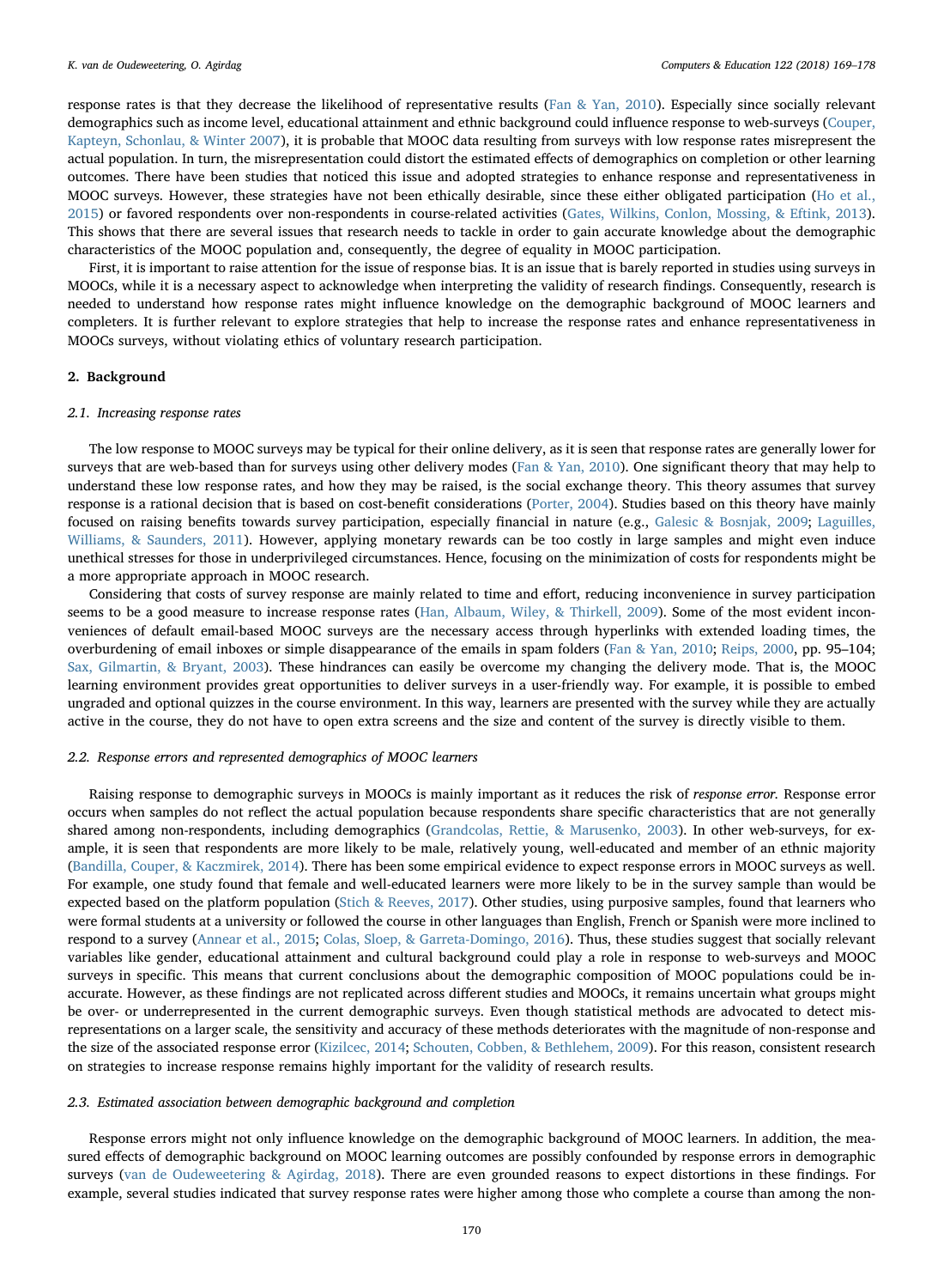response rates is that they decrease the likelihood of representative results (Fan & Yan, 2010). Especially since socially relevant demographics such as income level, educational attainment and ethnic background could influence response to web-surveys (Couper, Kapteyn, Schonlau, & Winter 2007), it is probable that MOOC data resulting from surveys with low response rates misrepresent the actual population. In turn, the misrepresentation could distort the estimated effects of demographics on completion or other learning outcomes. There have been studies that noticed this issue and adopted strategies to enhance response and representativeness in MOOC surveys. However, these strategies have not been ethically desirable, since these either obligated participation (Ho et al., 2015) or favored respondents over non-respondents in course-related activities (Gates, Wilkins, Conlon, Mossing, & Eftink, 2013). This shows that there are several issues that research needs to tackle in order to gain accurate knowledge about the demographic characteristics of the MOOC population and, consequently, the degree of equality in MOOC participation.

First, it is important to raise attention for the issue of response bias. It is an issue that is barely reported in studies using surveys in MOOCs, while it is a necessary aspect to acknowledge when interpreting the validity of research findings. Consequently, research is needed to understand how response rates might influence knowledge on the demographic background of MOOC learners and completers. It is further relevant to explore strategies that help to increase the response rates and enhance representativeness in MOOCs surveys, without violating ethics of voluntary research participation.

## 2. Background

### 2.1. Increasing response rates

The low response to MOOC surveys may be typical for their online delivery, as it is seen that response rates are generally lower for surveys that are web-based than for surveys using other delivery modes (Fan & Yan, 2010). One significant theory that may help to understand these low response rates, and how they may be raised, is the social exchange theory. This theory assumes that survey response is a rational decision that is based on cost-benefit considerations (Porter, 2004). Studies based on this theory have mainly focused on raising benefits towards survey participation, especially financial in nature (e.g., Galesic & Bosnjak, 2009; Laguilles, Williams, & Saunders, 2011). However, applying monetary rewards can be too costly in large samples and might even induce unethical stresses for those in underprivileged circumstances. Hence, focusing on the minimization of costs for respondents might be a more appropriate approach in MOOC research.

Considering that costs of survey response are mainly related to time and effort, reducing inconvenience in survey participation seems to be a good measure to increase response rates (Han, Albaum, Wiley, & Thirkell, 2009). Some of the most evident inconveniences of default email-based MOOC surveys are the necessary access through hyperlinks with extended loading times, the overburdening of email inboxes or simple disappearance of the emails in spam folders (Fan & Yan, 2010; Reips, 2000, pp. 95–104; Sax, Gilmartin, & Bryant, 2003). These hindrances can easily be overcome my changing the delivery mode. That is, the MOOC learning environment provides great opportunities to deliver surveys in a user-friendly way. For example, it is possible to embed ungraded and optional quizzes in the course environment. In this way, learners are presented with the survey while they are actually active in the course, they do not have to open extra screens and the size and content of the survey is directly visible to them.

### 2.2. Response errors and represented demographics of MOOC learners

Raising response to demographic surveys in MOOCs is mainly important as it reduces the risk of *response error*. Response error occurs when samples do not reflect the actual population because respondents share specific characteristics that are not generally shared among non-respondents, including demographics (Grandcolas, Rettie, & Marusenko, 2003). In other web-surveys, for example, it is seen that respondents are more likely to be male, relatively young, well-educated and member of an ethnic majority (Bandilla, Couper, & Kaczmirek, 2014). There has been some empirical evidence to expect response errors in MOOC surveys as well. For example, one study found that female and well-educated learners were more likely to be in the survey sample than would be expected based on the platform population (Stich & Reeves, 2017). Other studies, using purposive samples, found that learners who were formal students at a university or followed the course in other languages than English, French or Spanish were more inclined to respond to a survey (Annear et al., 2015; Colas, Sloep, & Garreta-Domingo, 2016). Thus, these studies suggest that socially relevant variables like gender, educational attainment and cultural background could play a role in response to web-surveys and MOOC surveys in specific. This means that current conclusions about the demographic composition of MOOC populations could be inaccurate. However, as these findings are not replicated across different studies and MOOCs, it remains uncertain what groups might be over- or underrepresented in the current demographic surveys. Even though statistical methods are advocated to detect misrepresentations on a larger scale, the sensitivity and accuracy of these methods deteriorates with the magnitude of non-response and the size of the associated response error (Kizilcec, 2014; Schouten, Cobben, & Bethlehem, 2009). For this reason, consistent research on strategies to increase response remains highly important for the validity of research results.

### 2.3. Estimated association between demographic background and completion

Response errors might not only influence knowledge on the demographic background of MOOC learners. In addition, the measured effects of demographic background on MOOC learning outcomes are possibly confounded by response errors in demographic surveys (van de Oudeweetering & Agirdag, 2018). There are even grounded reasons to expect distortions in these findings. For example, several studies indicated that survey response rates were higher among those who complete a course than among the non-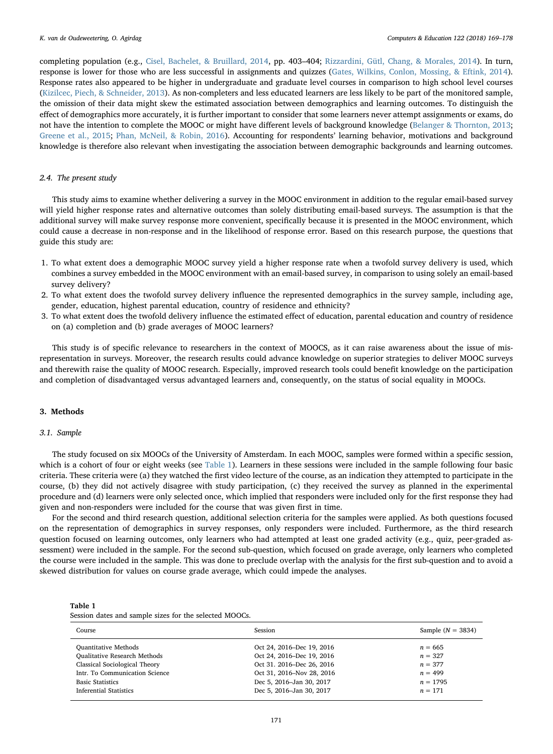completing population (e.g., Cisel, Bachelet, & Bruillard, 2014, pp. 403–404; Rizzardini, Gütl, Chang, & Morales, 2014). In turn, response is lower for those who are less successful in assignments and quizzes (Gates, Wilkins, Conlon, Mossing, & Eftink, 2014). Response rates also appeared to be higher in undergraduate and graduate level courses in comparison to high school level courses (Kizilcec, Piech, & Schneider, 2013). As non-completers and less educated learners are less likely to be part of the monitored sample, the omission of their data might skew the estimated association between demographics and learning outcomes. To distinguish the effect of demographics more accurately, it is further important to consider that some learners never attempt assignments or exams, do not have the intention to complete the MOOC or might have different levels of background knowledge (Belanger & Thornton, 2013; Greene et al., 2015; Phan, McNeil, & Robin, 2016). Accounting for respondents' learning behavior, motivations and background knowledge is therefore also relevant when investigating the association between demographic backgrounds and learning outcomes.

### 2.4. The present study

This study aims to examine whether delivering a survey in the MOOC environment in addition to the regular email-based survey will yield higher response rates and alternative outcomes than solely distributing email-based surveys. The assumption is that the additional survey will make survey response more convenient, specifically because it is presented in the MOOC environment, which could cause a decrease in non-response and in the likelihood of response error. Based on this research purpose, the questions that guide this study are:

1. To what extent does a demographic MOOC survey yield a higher response rate when a twofold survey delivery is used, which combines a survey embedded in the MOOC environment with an email-based survey, in comparison to using solely an email-based survey delivery?
2. To what extent does the twofold survey delivery influence the represented demographics in the survey sample, including age, gender, education, highest parental education, country of residence and ethnicity?
3. To what extent does the twofold delivery influence the estimated effect of education, parental education and country of residence on (a) completion and (b) grade averages of MOOC learners?

This study is of specific relevance to researchers in the context of MOOCS, as it can raise awareness about the issue of misrepresentation in surveys. Moreover, the research results could advance knowledge on superior strategies to deliver MOOC surveys and therewith raise the quality of MOOC research. Especially, improved research tools could benefit knowledge on the participation and completion of disadvantaged versus advantaged learners and, consequently, on the status of social equality in MOOCs.

## 3. Methods

### 3.1. Sample

The study focused on six MOOCs of the University of Amsterdam. In each MOOC, samples were formed within a specific session, which is a cohort of four or eight weeks (see Table 1). Learners in these sessions were included in the sample following four basic criteria. These criteria were (a) they watched the first video lecture of the course, as an indication they attempted to participate in the course, (b) they did not actively disagree with study participation, (c) they received the survey as planned in the experimental procedure and (d) learners were only selected once, which implied that responders were included only for the first response they had given and non-responders were included for the course that was given first in time.

For the second and third research question, additional selection criteria for the samples were applied. As both questions focused on the representation of demographics in survey responses, only responders were included. Furthermore, as the third research question focused on learning outcomes, only learners who had attempted at least one graded activity (e.g., quiz, peer-graded assessment) were included in the sample. For the second sub-question, which focused on grade average, only learners who completed the course were included in the sample. This was done to preclude overlap with the analysis for the first sub-question and to avoid a skewed distribution for values on course grade average, which could impede the analyses.

**Table 1**
Session dates and sample sizes for the selected MOOCs.

| Course | Session | Sample ($N$ = 3834) |
|---|---|---|
| Quantitative Methods | Oct 24, 2016–Dec 19, 2016 | $n$ = 665 |
| Qualitative Research Methods | Oct 24, 2016–Dec 19, 2016 | $n$ = 327 |
| Classical Sociological Theory | Oct 31. 2016–Dec 26, 2016 | $n$ = 377 |
| Intr. To Communication Science | Oct 31, 2016–Nov 28, 2016 | $n$ = 499 |
| Basic Statistics | Dec 5, 2016–Jan 30, 2017 | $n$ = 1795 |
| Inferential Statistics | Dec 5, 2016–Jan 30, 2017 | $n$ = 171 |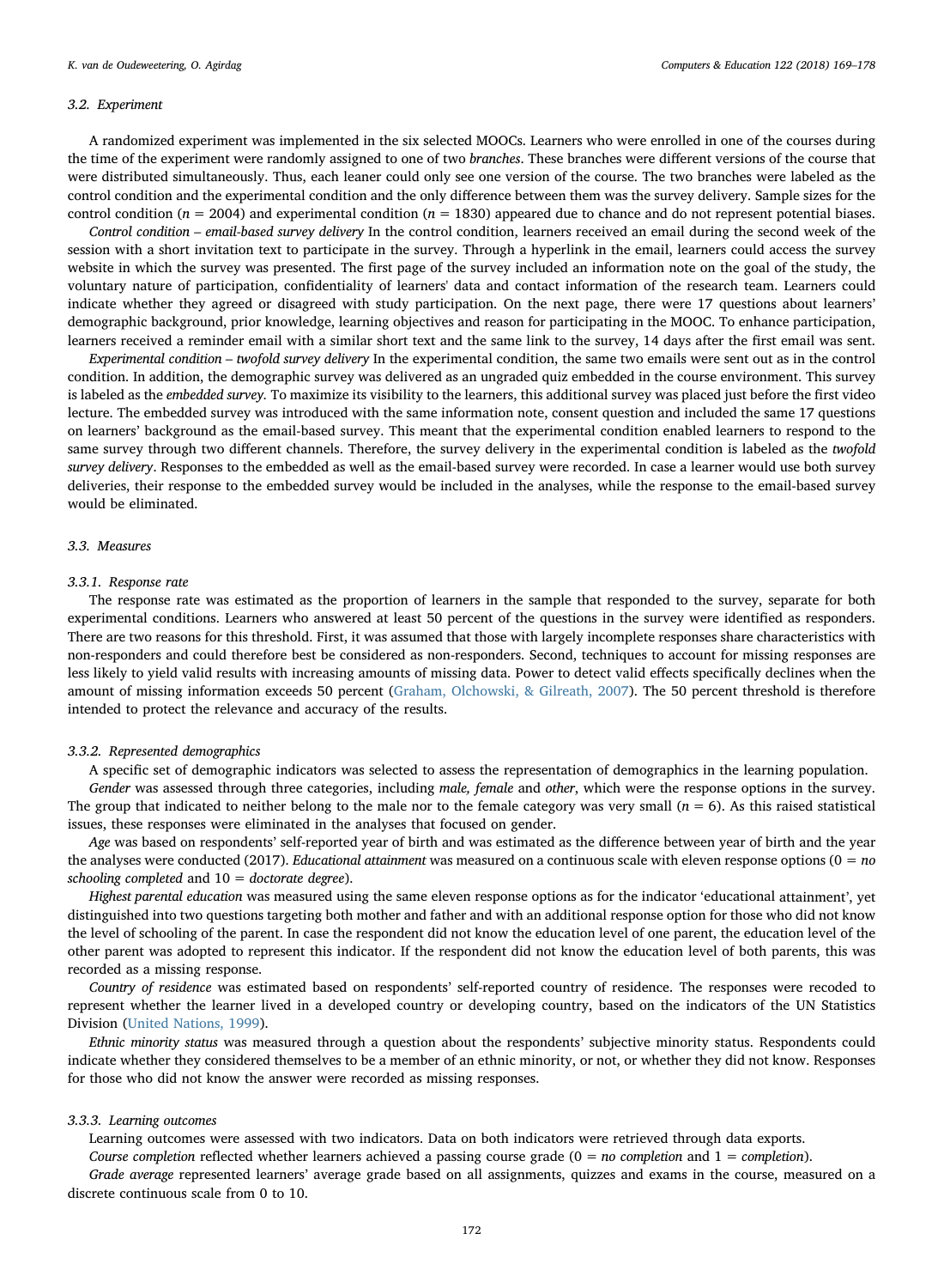### 3.2. Experiment

A randomized experiment was implemented in the six selected MOOCs. Learners who were enrolled in one of the courses during the time of the experiment were randomly assigned to one of two *branches*. These branches were different versions of the course that were distributed simultaneously. Thus, each leaner could only see one version of the course. The two branches were labeled as the control condition and the experimental condition and the only difference between them was the survey delivery. Sample sizes for the control condition ($n$ = 2004) and experimental condition ($n$ = 1830) appeared due to chance and do not represent potential biases.

*Control condition – email-based survey delivery* In the control condition, learners received an email during the second week of the session with a short invitation text to participate in the survey. Through a hyperlink in the email, learners could access the survey website in which the survey was presented. The first page of the survey included an information note on the goal of the study, the voluntary nature of participation, confidentiality of learners' data and contact information of the research team. Learners could indicate whether they agreed or disagreed with study participation. On the next page, there were 17 questions about learners' demographic background, prior knowledge, learning objectives and reason for participating in the MOOC. To enhance participation, learners received a reminder email with a similar short text and the same link to the survey, 14 days after the first email was sent.

*Experimental condition – twofold survey delivery* In the experimental condition, the same two emails were sent out as in the control condition. In addition, the demographic survey was delivered as an ungraded quiz embedded in the course environment. This survey is labeled as the *embedded survey*. To maximize its visibility to the learners, this additional survey was placed just before the first video lecture. The embedded survey was introduced with the same information note, consent question and included the same 17 questions on learners' background as the email-based survey. This meant that the experimental condition enabled learners to respond to the same survey through two different channels. Therefore, the survey delivery in the experimental condition is labeled as the *twofold survey delivery*. Responses to the embedded as well as the email-based survey were recorded. In case a learner would use both survey deliveries, their response to the embedded survey would be included in the analyses, while the response to the email-based survey would be eliminated.

### 3.3. Measures

#### 3.3.1. Response rate

The response rate was estimated as the proportion of learners in the sample that responded to the survey, separate for both experimental conditions. Learners who answered at least 50 percent of the questions in the survey were identified as responders. There are two reasons for this threshold. First, it was assumed that those with largely incomplete responses share characteristics with non-responders and could therefore best be considered as non-responders. Second, techniques to account for missing responses are less likely to yield valid results with increasing amounts of missing data. Power to detect valid effects specifically declines when the amount of missing information exceeds 50 percent (Graham, Olchowski, & Gilreath, 2007). The 50 percent threshold is therefore intended to protect the relevance and accuracy of the results.

#### 3.3.2. Represented demographics

A specific set of demographic indicators was selected to assess the representation of demographics in the learning population.

*Gender* was assessed through three categories, including *male, female* and *other*, which were the response options in the survey. The group that indicated to neither belong to the male nor to the female category was very small ($n$ = 6). As this raised statistical issues, these responses were eliminated in the analyses that focused on gender.

*Age* was based on respondents' self-reported year of birth and was estimated as the difference between year of birth and the year the analyses were conducted (2017). *Educational attainment* was measured on a continuous scale with eleven response options (0 = *no schooling completed* and 10 = *doctorate degree*).

*Highest parental education* was measured using the same eleven response options as for the indicator 'educational attainment', yet distinguished into two questions targeting both mother and father and with an additional response option for those who did not know the level of schooling of the parent. In case the respondent did not know the education level of one parent, the education level of the other parent was adopted to represent this indicator. If the respondent did not know the education level of both parents, this was recorded as a missing response.

*Country of residence* was estimated based on respondents' self-reported country of residence. The responses were recoded to represent whether the learner lived in a developed country or developing country, based on the indicators of the UN Statistics Division (United Nations, 1999).

*Ethnic minority status* was measured through a question about the respondents' subjective minority status. Respondents could indicate whether they considered themselves to be a member of an ethnic minority, or not, or whether they did not know. Responses for those who did not know the answer were recorded as missing responses.

#### 3.3.3. Learning outcomes

Learning outcomes were assessed with two indicators. Data on both indicators were retrieved through data exports.

*Course completion* reflected whether learners achieved a passing course grade (0 = *no completion* and 1 = *completion*).

*Grade average* represented learners' average grade based on all assignments, quizzes and exams in the course, measured on a discrete continuous scale from 0 to 10.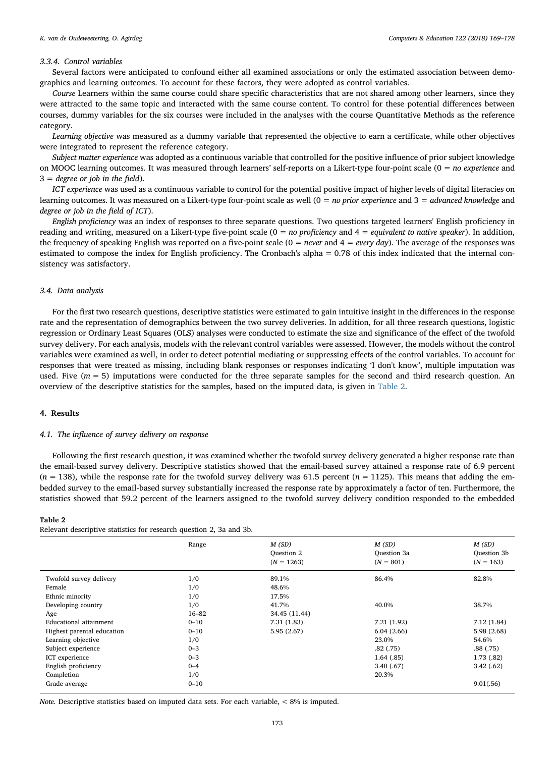#### 3.3.4. Control variables

Several factors were anticipated to confound either all examined associations or only the estimated association between demographics and learning outcomes. To account for these factors, they were adopted as control variables.

*Course* Learners within the same course could share specific characteristics that are not shared among other learners, since they were attracted to the same topic and interacted with the same course content. To control for these potential differences between courses, dummy variables for the six courses were included in the analyses with the course Quantitative Methods as the reference category.

*Learning objective* was measured as a dummy variable that represented the objective to earn a certificate, while other objectives were integrated to represent the reference category.

*Subject matter experience* was adopted as a continuous variable that controlled for the positive influence of prior subject knowledge on MOOC learning outcomes. It was measured through learners' self-reports on a Likert-type four-point scale (0 = *no experience* and 3 = *degree or job in the field*).

*ICT experience* was used as a continuous variable to control for the potential positive impact of higher levels of digital literacies on learning outcomes. It was measured on a Likert-type four-point scale as well (0 = *no prior experience* and 3 = *advanced knowledge* and *degree or job in the field of ICT*).

*English proficiency* was an index of responses to three separate questions. Two questions targeted learners' English proficiency in reading and writing, measured on a Likert-type five-point scale (0 = *no proficiency* and 4 = *equivalent to native speaker*). In addition, the frequency of speaking English was reported on a five-point scale (0 = *never* and 4 = *every day*). The average of the responses was estimated to compose the index for English proficiency. The Cronbach's alpha = 0.78 of this index indicated that the internal consistency was satisfactory.

### 3.4. Data analysis

For the first two research questions, descriptive statistics were estimated to gain intuitive insight in the differences in the response rate and the representation of demographics between the two survey deliveries. In addition, for all three research questions, logistic regression or Ordinary Least Squares (OLS) analyses were conducted to estimate the size and significance of the effect of the twofold survey delivery. For each analysis, models with the relevant control variables were assessed. However, the models without the control variables were examined as well, in order to detect potential mediating or suppressing effects of the control variables. To account for responses that were treated as missing, including blank responses or responses indicating 'I don't know', multiple imputation was used. Five ($m = 5$) imputations were conducted for the three separate samples for the second and third research question. An overview of the descriptive statistics for the samples, based on the imputed data, is given in Table 2.

## 4. Results

### 4.1. The influence of survey delivery on response

Following the first research question, it was examined whether the twofold survey delivery generated a higher response rate than the email-based survey delivery. Descriptive statistics showed that the email-based survey attained a response rate of 6.9 percent ($n = 138$), while the response rate for the twofold survey delivery was 61.5 percent ($n = 1125$). This means that adding the embedded survey to the email-based survey substantially increased the response rate by approximately a factor of ten. Furthermore, the statistics showed that 59.2 percent of the learners assigned to the twofold survey delivery condition responded to the embedded

**Table 2**
Relevant descriptive statistics for research question 2, 3a and 3b.

| | Range | *M (SD)* Question 2 ($N = 1263$) | *M (SD)* Question 3a ($N = 801$) | *M (SD)* Question 3b ($N = 163$) |
|---|---|---|---|---|
| Twofold survey delivery | 1/0 | 89.1% | 86.4% | 82.8% |
| Female | 1/0 | 48.6% | | |
| Ethnic minority | 1/0 | 17.5% | | |
| Developing country | 1/0 | 41.7% | 40.0% | 38.7% |
| Age | 16–82 | 34.45 (11.44) | | |
| Educational attainment | 0–10 | 7.31 (1.83) | 7.21 (1.92) | 7.12 (1.84) |
| Highest parental education | 0–10 | 5.95 (2.67) | 6.04 (2.66) | 5.98 (2.68) |
| Learning objective | 1/0 | | 23.0% | 54.6% |
| Subject experience | 0–3 | | .82 (.75) | .88 (.75) |
| ICT experience | 0–3 | | 1.64 (.85) | 1.73 (.82) |
| English proficiency | 0–4 | | 3.40 (.67) | 3.42 (.62) |
| Completion | 1/0 | | 20.3% | |
| Grade average | 0–10 | | | 9.01(.56) |

*Note.* Descriptive statistics based on imputed data sets. For each variable, < 8% is imputed.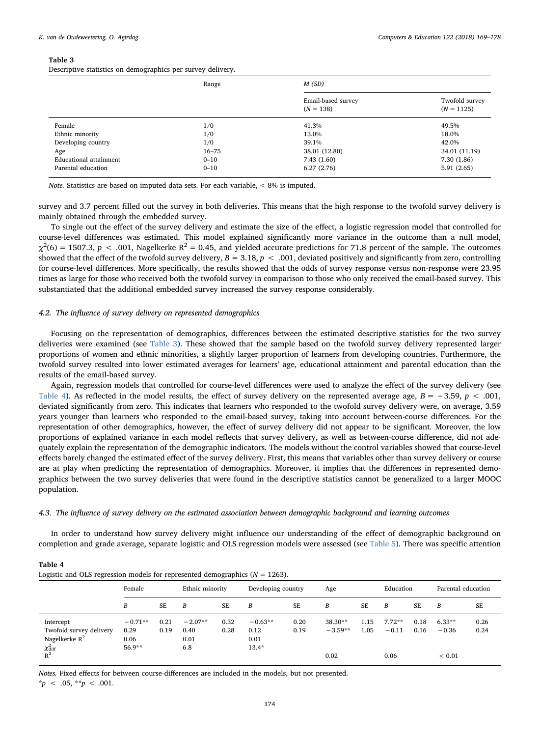**Table 3**
Descriptive statistics on demographics per survey delivery.

| | Range | *M (SD)* | |
|---|---|---|---|
| | | Email-based survey ($N$ = 138) | Twofold survey ($N$ = 1125) |
| Female | 1/0 | 41.3% | 49.5% |
| Ethnic minority | 1/0 | 13.0% | 18.0% |
| Developing country | 1/0 | 39.1% | 42.0% |
| Age | 16–75 | 38.01 (12.80) | 34.01 (11.19) |
| Educational attainment | 0–10 | 7.43 (1.60) | 7.30 (1.86) |
| Parental education | 0–10 | 6.27 (2.76) | 5.91 (2.65) |

*Note.* Statistics are based on imputed data sets. For each variable, < 8% is imputed.

survey and 3.7 percent filled out the survey in both deliveries. This means that the high response to the twofold survey delivery is mainly obtained through the embedded survey.

To single out the effect of the survey delivery and estimate the size of the effect, a logistic regression model that controlled for course-level differences was estimated. This model explained significantly more variance in the outcome than a null model, $\chi^2(6) = 1507.3$, $p < .001$, Nagelkerke $R^2 = 0.45$, and yielded accurate predictions for 71.8 percent of the sample. The outcomes showed that the effect of the twofold survey delivery, $B = 3.18$, $p < .001$, deviated positively and significantly from zero, controlling for course-level differences. More specifically, the results showed that the odds of survey response versus non-response were 23.95 times as large for those who received both the twofold survey in comparison to those who only received the email-based survey. This substantiated that the additional embedded survey increased the survey response considerably.

### 4.2. The influence of survey delivery on represented demographics

Focusing on the representation of demographics, differences between the estimated descriptive statistics for the two survey deliveries were examined (see Table 3). These showed that the sample based on the twofold survey delivery represented larger proportions of women and ethnic minorities, a slightly larger proportion of learners from developing countries. Furthermore, the twofold survey resulted into lower estimated averages for learners' age, educational attainment and parental education than the results of the email-based survey.

Again, regression models that controlled for course-level differences were used to analyze the effect of the survey delivery (see Table 4). As reflected in the model results, the effect of survey delivery on the represented average age, $B = -3.59$, $p < .001$, deviated significantly from zero. This indicates that learners who responded to the twofold survey delivery were, on average, 3.59 years younger than learners who responded to the email-based survey, taking into account between-course differences. For the representation of other demographics, however, the effect of survey delivery did not appear to be significant. Moreover, the low proportions of explained variance in each model reflects that survey delivery, as well as between-course difference, did not adequately explain the representation of the demographic indicators. The models without the control variables showed that course-level effects barely changed the estimated effect of the survey delivery. First, this means that variables other than survey delivery or course are at play when predicting the representation of demographics. Moreover, it implies that the differences in represented demographics between the two survey deliveries that were found in the descriptive statistics cannot be generalized to a larger MOOC population.

### 4.3. The influence of survey delivery on the estimated association between demographic background and learning outcomes

In order to understand how survey delivery might influence our understanding of the effect of demographic background on completion and grade average, separate logistic and OLS regression models were assessed (see Table 5). There was specific attention

**Table 4**
Logistic and OLS regression models for represented demographics ($N$ = 1263).

| | Female | | Ethnic minority | | Developing country | | Age | | Education | | Parental education | |
|---|---|---|---|---|---|---|---|---|---|---|---|---|
| | *B* | SE | *B* | SE | *B* | SE | *B* | SE | *B* | SE | *B* | SE |
| Intercept | −0.71** | 0.21 | −2.07** | 0.32 | −0.63** | 0.20 | 38.30** | 1.15 | 7.72** | 0.18 | 6.33** | 0.26 |
| Twofold survey delivery | 0.29 | 0.19 | 0.40 | 0.28 | 0.12 | 0.19 | −3.59** | 1.05 | −0.11 | 0.16 | −0.36 | 0.24 |
| Nagelkerke $R^2$ | 0.06 | | 0.01 | | 0.01 | | | | | | | |
| $\chi^2_{\text{diff}}$ | 56.9** | | 6.8 | | 13.4* | | | | | | | |
| $R^2$ | | | | | | | 0.02 | | 0.06 | | < 0.01 | |

*Notes.* Fixed effects for between course-differences are included in the models, but not presented.
*$p < .05$, **$p < .001$.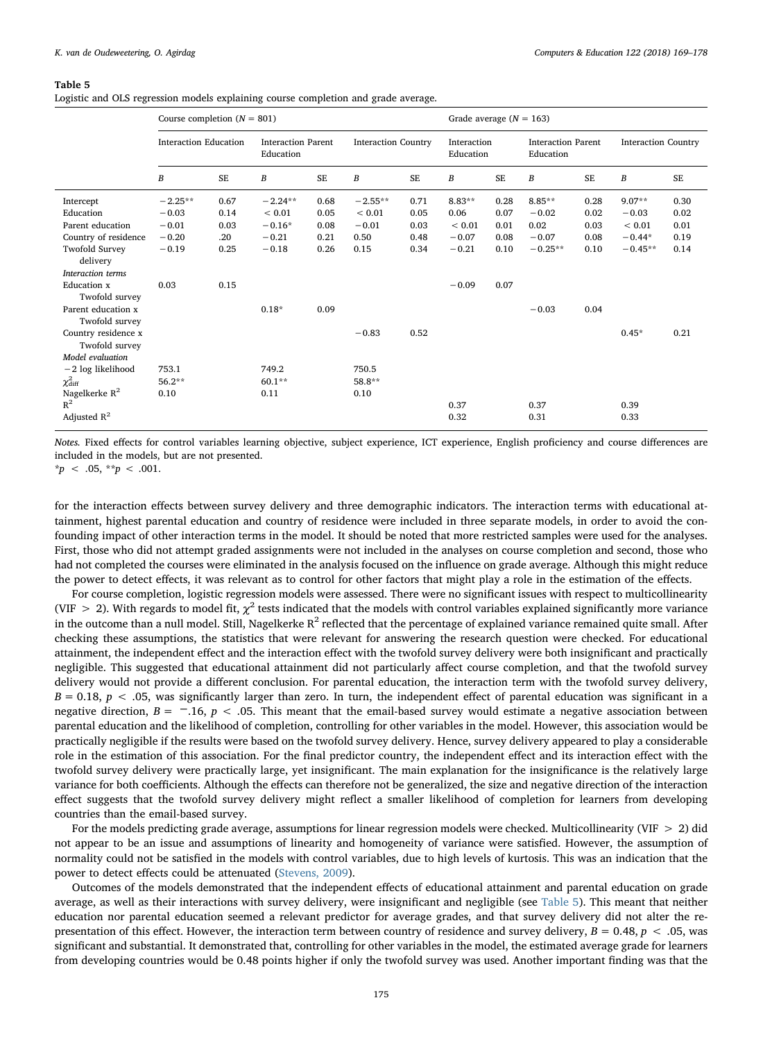**Table 5**
Logistic and OLS regression models explaining course completion and grade average.

| | Course completion ($N$ = 801) | | | | | | Grade average ($N$ = 163) | | | | | |
|---|---|---|---|---|---|---|---|---|---|---|---|---|
| | Interaction Education | | Interaction Parent Education | | Interaction Country | | Interaction Education | | Interaction Parent Education | | Interaction Country | |
| | *B* | SE | *B* | SE | *B* | SE | *B* | SE | *B* | SE | *B* | SE |
| Intercept | −2.25** | 0.67 | −2.24** | 0.68 | −2.55** | 0.71 | 8.83** | 0.28 | 8.85** | 0.28 | 9.07** | 0.30 |
| Education | −0.03 | 0.14 | < 0.01 | 0.05 | < 0.01 | 0.05 | 0.06 | 0.07 | −0.02 | 0.02 | −0.03 | 0.02 |
| Parent education | −0.01 | 0.03 | −0.16* | 0.08 | −0.01 | 0.03 | < 0.01 | 0.01 | 0.02 | 0.03 | < 0.01 | 0.01 |
| Country of residence | −0.20 | .20 | −0.21 | 0.21 | 0.50 | 0.48 | −0.07 | 0.08 | −0.07 | 0.08 | −0.44* | 0.19 |
| Twofold Survey delivery | −0.19 | 0.25 | −0.18 | 0.26 | 0.15 | 0.34 | −0.21 | 0.10 | −0.25** | 0.10 | −0.45** | 0.14 |
| *Interaction terms* | | | | | | | | | | | | |
| Education x Twofold survey | 0.03 | 0.15 | | | | | −0.09 | 0.07 | | | | |
| Parent education x Twofold survey | | | 0.18* | 0.09 | | | | | −0.03 | 0.04 | | |
| Country residence x Twofold survey | | | | | −0.83 | 0.52 | | | | | 0.45* | 0.21 |
| *Model evaluation* | | | | | | | | | | | | |
| −2 log likelihood | 753.1 | | 749.2 | | 750.5 | | | | | | | |
| $\chi^2_{\text{diff}}$ | 56.2** | | 60.1** | | 58.8** | | | | | | | |
| Nagelkerke $R^2$ | 0.10 | | 0.11 | | 0.10 | | | | | | | |
| $R^2$ | | | | | | | 0.37 | | 0.37 | | 0.39 | |
| Adjusted $R^2$ | | | | | | | 0.32 | | 0.31 | | 0.33 | |

*Notes.* Fixed effects for control variables learning objective, subject experience, ICT experience, English proficiency and course differences are included in the models, but are not presented.
$^*p < .05$, $^{**}p < .001$.

for the interaction effects between survey delivery and three demographic indicators. The interaction terms with educational attainment, highest parental education and country of residence were included in three separate models, in order to avoid the confounding impact of other interaction terms in the model. It should be noted that more restricted samples were used for the analyses. First, those who did not attempt graded assignments were not included in the analyses on course completion and second, those who had not completed the courses were eliminated in the analysis focused on the influence on grade average. Although this might reduce the power to detect effects, it was relevant as to control for other factors that might play a role in the estimation of the effects.

For course completion, logistic regression models were assessed. There were no significant issues with respect to multicollinearity (VIF > 2). With regards to model fit, $\chi^2$ tests indicated that the models with control variables explained significantly more variance in the outcome than a null model. Still, Nagelkerke $R^2$ reflected that the percentage of explained variance remained quite small. After checking these assumptions, the statistics that were relevant for answering the research question were checked. For educational attainment, the independent effect and the interaction effect with the twofold survey delivery were both insignificant and practically negligible. This suggested that educational attainment did not particularly affect course completion, and that the twofold survey delivery would not provide a different conclusion. For parental education, the interaction term with the twofold survey delivery, $B = 0.18$, $p < .05$, was significantly larger than zero. In turn, the independent effect of parental education was significant in a negative direction, $B = -.16$, $p < .05$. This meant that the email-based survey would estimate a negative association between parental education and the likelihood of completion, controlling for other variables in the model. However, this association would be practically negligible if the results were based on the twofold survey delivery. Hence, survey delivery appeared to play a considerable role in the estimation of this association. For the final predictor country, the independent effect and its interaction effect with the twofold survey delivery were practically large, yet insignificant. The main explanation for the insignificance is the relatively large variance for both coefficients. Although the effects can therefore not be generalized, the size and negative direction of the interaction effect suggests that the twofold survey delivery might reflect a smaller likelihood of completion for learners from developing countries than the email-based survey.

For the models predicting grade average, assumptions for linear regression models were checked. Multicollinearity (VIF > 2) did not appear to be an issue and assumptions of linearity and homogeneity of variance were satisfied. However, the assumption of normality could not be satisfied in the models with control variables, due to high levels of kurtosis. This was an indication that the power to detect effects could be attenuated (Stevens, 2009).

Outcomes of the models demonstrated that the independent effects of educational attainment and parental education on grade average, as well as their interactions with survey delivery, were insignificant and negligible (see Table 5). This meant that neither education nor parental education seemed a relevant predictor for average grades, and that survey delivery did not alter the representation of this effect. However, the interaction term between country of residence and survey delivery, $B = 0.48$, $p < .05$, was significant and substantial. It demonstrated that, controlling for other variables in the model, the estimated average grade for learners from developing countries would be 0.48 points higher if only the twofold survey was used. Another important finding was that the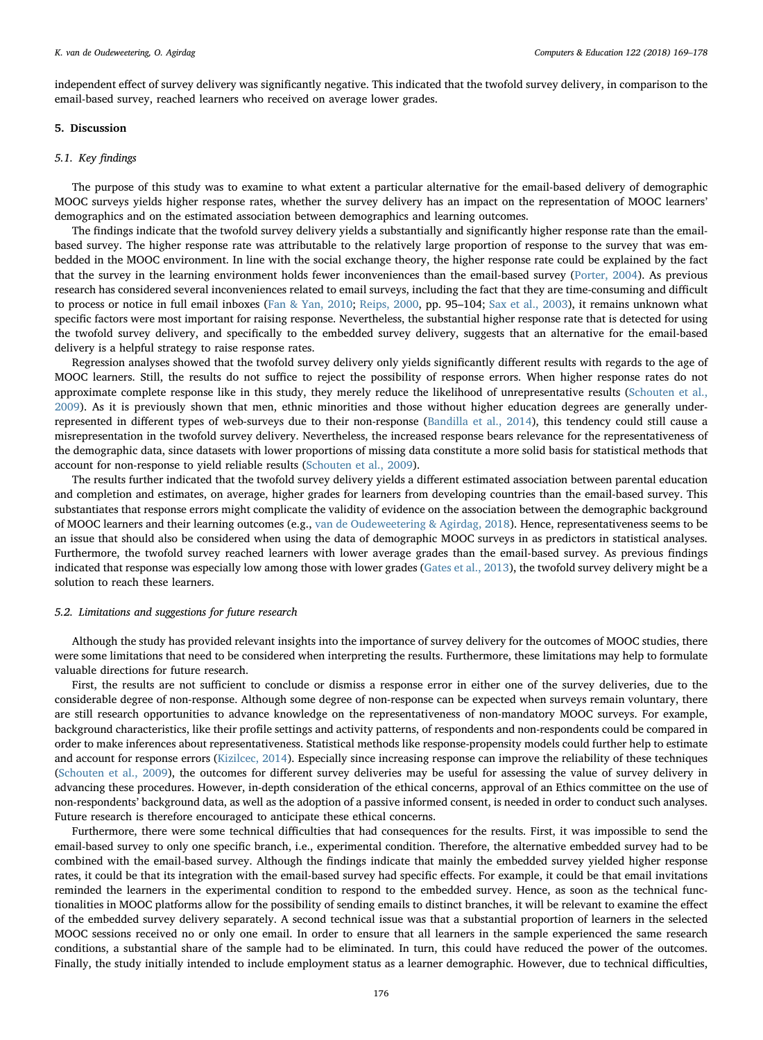independent effect of survey delivery was significantly negative. This indicated that the twofold survey delivery, in comparison to the email-based survey, reached learners who received on average lower grades.

## 5. Discussion

### 5.1. Key findings

The purpose of this study was to examine to what extent a particular alternative for the email-based delivery of demographic MOOC surveys yields higher response rates, whether the survey delivery has an impact on the representation of MOOC learners' demographics and on the estimated association between demographics and learning outcomes.

The findings indicate that the twofold survey delivery yields a substantially and significantly higher response rate than the email-based survey. The higher response rate was attributable to the relatively large proportion of response to the survey that was embedded in the MOOC environment. In line with the social exchange theory, the higher response rate could be explained by the fact that the survey in the learning environment holds fewer inconveniences than the email-based survey (Porter, 2004). As previous research has considered several inconveniences related to email surveys, including the fact that they are time-consuming and difficult to process or notice in full email inboxes (Fan & Yan, 2010; Reips, 2000, pp. 95–104; Sax et al., 2003), it remains unknown what specific factors were most important for raising response. Nevertheless, the substantial higher response rate that is detected for using the twofold survey delivery, and specifically to the embedded survey delivery, suggests that an alternative for the email-based delivery is a helpful strategy to raise response rates.

Regression analyses showed that the twofold survey delivery only yields significantly different results with regards to the age of MOOC learners. Still, the results do not suffice to reject the possibility of response errors. When higher response rates do not approximate complete response like in this study, they merely reduce the likelihood of unrepresentative results (Schouten et al., 2009). As it is previously shown that men, ethnic minorities and those without higher education degrees are generally under-represented in different types of web-surveys due to their non-response (Bandilla et al., 2014), this tendency could still cause a misrepresentation in the twofold survey delivery. Nevertheless, the increased response bears relevance for the representativeness of the demographic data, since datasets with lower proportions of missing data constitute a more solid basis for statistical methods that account for non-response to yield reliable results (Schouten et al., 2009).

The results further indicated that the twofold survey delivery yields a different estimated association between parental education and completion and estimates, on average, higher grades for learners from developing countries than the email-based survey. This substantiates that response errors might complicate the validity of evidence on the association between the demographic background of MOOC learners and their learning outcomes (e.g., van de Oudeweetering & Agirdag, 2018). Hence, representativeness seems to be an issue that should also be considered when using the data of demographic MOOC surveys in as predictors in statistical analyses. Furthermore, the twofold survey reached learners with lower average grades than the email-based survey. As previous findings indicated that response was especially low among those with lower grades (Gates et al., 2013), the twofold survey delivery might be a solution to reach these learners.

### 5.2. Limitations and suggestions for future research

Although the study has provided relevant insights into the importance of survey delivery for the outcomes of MOOC studies, there were some limitations that need to be considered when interpreting the results. Furthermore, these limitations may help to formulate valuable directions for future research.

First, the results are not sufficient to conclude or dismiss a response error in either one of the survey deliveries, due to the considerable degree of non-response. Although some degree of non-response can be expected when surveys remain voluntary, there are still research opportunities to advance knowledge on the representativeness of non-mandatory MOOC surveys. For example, background characteristics, like their profile settings and activity patterns, of respondents and non-respondents could be compared in order to make inferences about representativeness. Statistical methods like response-propensity models could further help to estimate and account for response errors (Kizilcec, 2014). Especially since increasing response can improve the reliability of these techniques (Schouten et al., 2009), the outcomes for different survey deliveries may be useful for assessing the value of survey delivery in advancing these procedures. However, in-depth consideration of the ethical concerns, approval of an Ethics committee on the use of non-respondents' background data, as well as the adoption of a passive informed consent, is needed in order to conduct such analyses. Future research is therefore encouraged to anticipate these ethical concerns.

Furthermore, there were some technical difficulties that had consequences for the results. First, it was impossible to send the email-based survey to only one specific branch, i.e., experimental condition. Therefore, the alternative embedded survey had to be combined with the email-based survey. Although the findings indicate that mainly the embedded survey yielded higher response rates, it could be that its integration with the email-based survey had specific effects. For example, it could be that email invitations reminded the learners in the experimental condition to respond to the embedded survey. Hence, as soon as the technical functionalities in MOOC platforms allow for the possibility of sending emails to distinct branches, it will be relevant to examine the effect of the embedded survey delivery separately. A second technical issue was that a substantial proportion of learners in the selected MOOC sessions received no or only one email. In order to ensure that all learners in the sample experienced the same research conditions, a substantial share of the sample had to be eliminated. In turn, this could have reduced the power of the outcomes. Finally, the study initially intended to include employment status as a learner demographic. However, due to technical difficulties,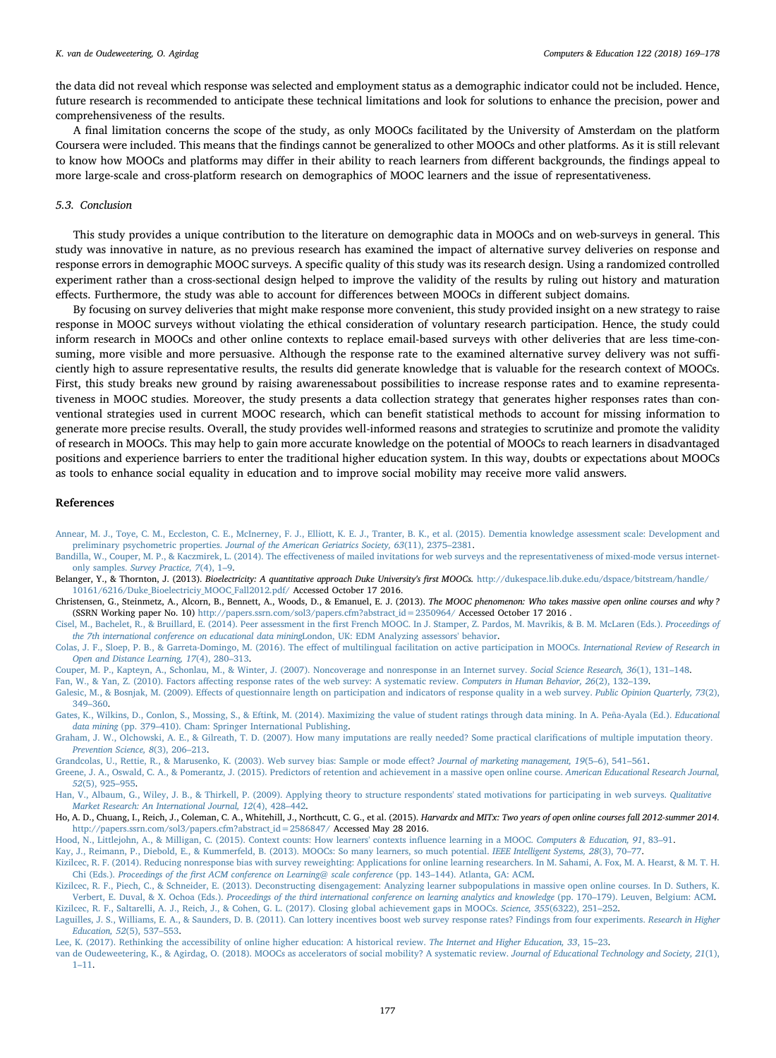the data did not reveal which response was selected and employment status as a demographic indicator could not be included. Hence, future research is recommended to anticipate these technical limitations and look for solutions to enhance the precision, power and comprehensiveness of the results.

A final limitation concerns the scope of the study, as only MOOCs facilitated by the University of Amsterdam on the platform Coursera were included. This means that the findings cannot be generalized to other MOOCs and other platforms. As it is still relevant to know how MOOCs and platforms may differ in their ability to reach learners from different backgrounds, the findings appeal to more large-scale and cross-platform research on demographics of MOOC learners and the issue of representativeness.

### 5.3. Conclusion

This study provides a unique contribution to the literature on demographic data in MOOCs and on web-surveys in general. This study was innovative in nature, as no previous research has examined the impact of alternative survey deliveries on response and response errors in demographic MOOC surveys. A specific quality of this study was its research design. Using a randomized controlled experiment rather than a cross-sectional design helped to improve the validity of the results by ruling out history and maturation effects. Furthermore, the study was able to account for differences between MOOCs in different subject domains.

By focusing on survey deliveries that might make response more convenient, this study provided insight on a new strategy to raise response in MOOC surveys without violating the ethical consideration of voluntary research participation. Hence, the study could inform research in MOOCs and other online contexts to replace email-based surveys with other deliveries that are less time-consuming, more visible and more persuasive. Although the response rate to the examined alternative survey delivery was not sufficiently high to assure representative results, the results did generate knowledge that is valuable for the research context of MOOCs. First, this study breaks new ground by raising awarenessabout possibilities to increase response rates and to examine representativeness in MOOC studies. Moreover, the study presents a data collection strategy that generates higher responses rates than conventional strategies used in current MOOC research, which can benefit statistical methods to account for missing information to generate more precise results. Overall, the study provides well-informed reasons and strategies to scrutinize and promote the validity of research in MOOCs. This may help to gain more accurate knowledge on the potential of MOOCs to reach learners in disadvantaged positions and experience barriers to enter the traditional higher education system. In this way, doubts or expectations about MOOCs as tools to enhance social equality in education and to improve social mobility may receive more valid answers.

## References

Annear, M. J., Toye, C. M., Eccleston, C. E., McInerney, F. J., Elliott, K. E. J., Tranter, B. K., et al. (2015). Dementia knowledge assessment scale: Development and preliminary psychometric properties. *Journal of the American Geriatrics Society, 63*(11), 2375–2381.

Bandilla, W., Couper, M. P., & Kaczmirek, L. (2014). The effectiveness of mailed invitations for web surveys and the representativeness of mixed-mode versus internet-only samples. *Survey Practice, 7*(4), 1–9.

Belanger, Y., & Thornton, J. (2013). *Bioelectricity: A quantitative approach Duke University's first MOOCs.* http://dukespace.lib.duke.edu/dspace/bitstream/handle/10161/6216/Duke_Bioelectriciy_MOOC_Fall2012.pdf/ Accessed October 17 2016.

Christensen, G., Steinmetz, A., Alcorn, B., Bennett, A., Woods, D., & Emanuel, E. J. (2013). *The MOOC phenomenon: Who takes massive open online courses and why?* (SSRN Working paper No. 10) http://papers.ssrn.com/sol3/papers.cfm?abstract_id=2350964/ Accessed October 17 2016 .

Cisel, M., Bachelet, R., & Bruillard, E. (2014). Peer assessment in the first French MOOC. In J. Stamper, Z. Pardos, M. Mavrikis, & B. M. McLaren (Eds.). *Proceedings of the 7th international conference on educational data mining*London, UK: EDM Analyzing assessors' behavior.

Colas, J. F., Sloep, P. B., & Garreta-Domingo, M. (2016). The effect of multilingual facilitation on active participation in MOOCs. *International Review of Research in Open and Distance Learning, 17*(4), 280–313.

Couper, M. P., Kapteyn, A., Schonlau, M., & Winter, J. (2007). Noncoverage and nonresponse in an Internet survey. *Social Science Research, 36*(1), 131–148.

Fan, W., & Yan, Z. (2010). Factors affecting response rates of the web survey: A systematic review. *Computers in Human Behavior, 26*(2), 132–139.

Galesic, M., & Bosnjak, M. (2009). Effects of questionnaire length on participation and indicators of response quality in a web survey. *Public Opinion Quarterly, 73*(2), 349–360.

Gates, K., Wilkins, D., Conlon, S., Mossing, S., & Eftink, M. (2014). Maximizing the value of student ratings through data mining. In A. Peña-Ayala (Ed.). *Educational data mining* (pp. 379–410). Cham: Springer International Publishing.

Graham, J. W., Olchowski, A. E., & Gilreath, T. D. (2007). How many imputations are really needed? Some practical clarifications of multiple imputation theory. *Prevention Science, 8*(3), 206–213.

Grandcolas, U., Rettie, R., & Marusenko, K. (2003). Web survey bias: Sample or mode effect? *Journal of marketing management, 19*(5–6), 541–561.

Greene, J. A., Oswald, C. A., & Pomerantz, J. (2015). Predictors of retention and achievement in a massive open online course. *American Educational Research Journal, 52*(5), 925–955.

Han, V., Albaum, G., Wiley, J. B., & Thirkell, P. (2009). Applying theory to structure respondents' stated motivations for participating in web surveys. *Qualitative Market Research: An International Journal, 12*(4), 428–442.

Ho, A. D., Chuang, I., Reich, J., Coleman, C. A., Whitehill, J., Northcutt, C. G., et al. (2015). *Harvardx and MITx: Two years of open online courses fall 2012-summer 2014.* http://papers.ssrn.com/sol3/papers.cfm?abstract_id=2586847/ Accessed May 28 2016.

Hood, N., Littlejohn, A., & Milligan, C. (2015). Context counts: How learners' contexts influence learning in a MOOC. *Computers & Education, 91*, 83–91.

Kay, J., Reimann, P., Diebold, E., & Kummerfeld, B. (2013). MOOCs: So many learners, so much potential. *IEEE Intelligent Systems, 28*(3), 70–77.

Kizilcec, R. F. (2014). Reducing nonresponse bias with survey reweighting: Applications for online learning researchers. In M. Sahami, A. Fox, M. A. Hearst, & M. T. H. Chi (Eds.). *Proceedings of the first ACM conference on Learning@ scale conference* (pp. 143–144). Atlanta, GA: ACM.

Kizilcec, R. F., Piech, C., & Schneider, E. (2013). Deconstructing disengagement: Analyzing learner subpopulations in massive open online courses. In D. Suthers, K. Verbert, E. Duval, & X. Ochoa (Eds.). *Proceedings of the third international conference on learning analytics and knowledge* (pp. 170–179). Leuven, Belgium: ACM.

Kizilcec, R. F., Saltarelli, A. J., Reich, J., & Cohen, G. L. (2017). Closing global achievement gaps in MOOCs. *Science, 355*(6322), 251–252.

Laguilles, J. S., Williams, E. A., & Saunders, D. B. (2011). Can lottery incentives boost web survey response rates? Findings from four experiments. *Research in Higher Education, 52*(5), 537–553.

Lee, K. (2017). Rethinking the accessibility of online higher education: A historical review. *The Internet and Higher Education, 33*, 15–23.

van de Oudeweetering, K., & Agirdag, O. (2018). MOOCs as accelerators of social mobility? A systematic review. *Journal of Educational Technology and Society, 21*(1), 1–11.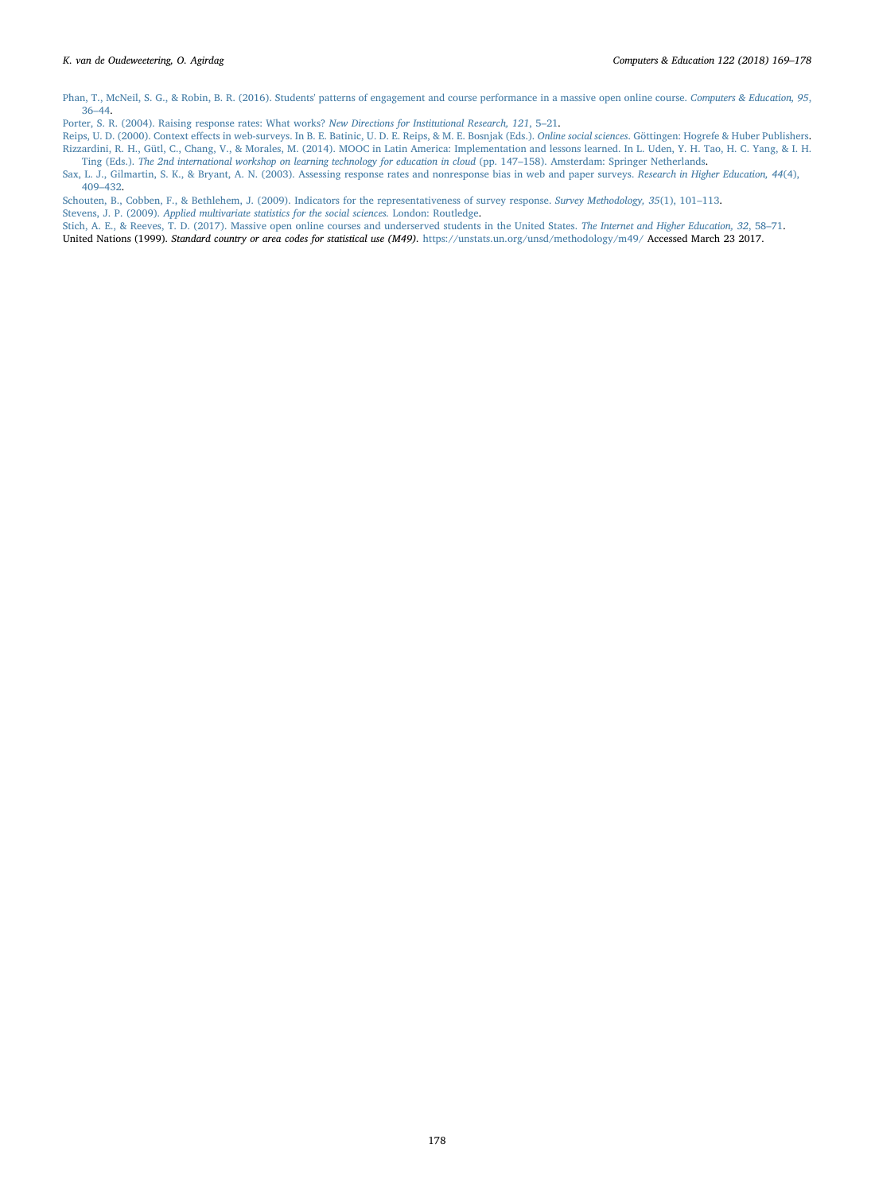Phan, T., McNeil, S. G., & Robin, B. R. (2016). Students' patterns of engagement and course performance in a massive open online course. *Computers & Education, 95*, 36–44.

Porter, S. R. (2004). Raising response rates: What works? *New Directions for Institutional Research, 121*, 5–21.

Reips, U. D. (2000). Context effects in web-surveys. In B. E. Batinic, U. D. E. Reips, & M. E. Bosnjak (Eds.). *Online social sciences*. Göttingen: Hogrefe & Huber Publishers.

Rizzardini, R. H., Gütl, C., Chang, V., & Morales, M. (2014). MOOC in Latin America: Implementation and lessons learned. In L. Uden, Y. H. Tao, H. C. Yang, & I. H. Ting (Eds.). *The 2nd international workshop on learning technology for education in cloud* (pp. 147–158). Amsterdam: Springer Netherlands.

Sax, L. J., Gilmartin, S. K., & Bryant, A. N. (2003). Assessing response rates and nonresponse bias in web and paper surveys. *Research in Higher Education, 44*(4), 409–432.

Schouten, B., Cobben, F., & Bethlehem, J. (2009). Indicators for the representativeness of survey response. *Survey Methodology, 35*(1), 101–113.

Stevens, J. P. (2009). *Applied multivariate statistics for the social sciences.* London: Routledge.

Stich, A. E., & Reeves, T. D. (2017). Massive open online courses and underserved students in the United States. *The Internet and Higher Education, 32*, 58–71.

United Nations (1999). *Standard country or area codes for statistical use (M49)*. https://unstats.un.org/unsd/methodology/m49/ Accessed March 23 2017.